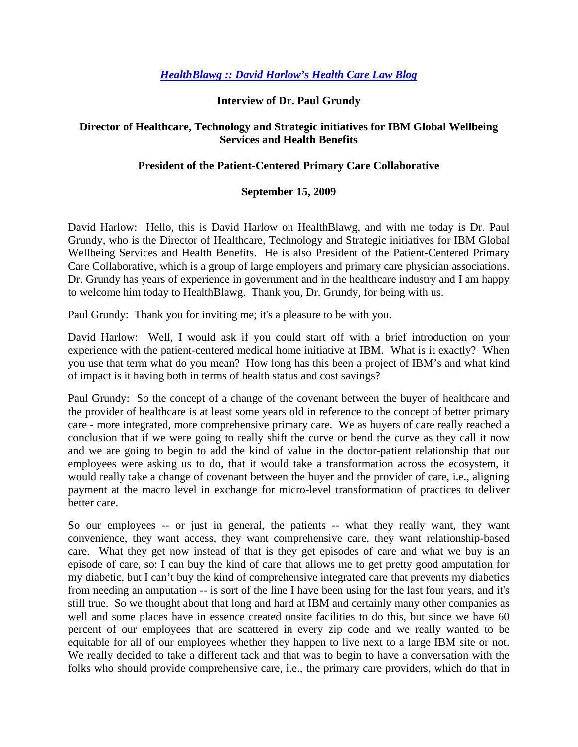*[HealthBlawg :: David Harlow's Health Care Law Blog](#)*

**Interview of Dr. Paul Grundy**

**Director of Healthcare, Technology and Strategic initiatives for IBM Global Wellbeing Services and Health Benefits**

**President of the Patient-Centered Primary Care Collaborative**

**September 15, 2009**

David Harlow: Hello, this is David Harlow on HealthBlawg, and with me today is Dr. Paul Grundy, who is the Director of Healthcare, Technology and Strategic initiatives for IBM Global Wellbeing Services and Health Benefits. He is also President of the Patient-Centered Primary Care Collaborative, which is a group of large employers and primary care physician associations. Dr. Grundy has years of experience in government and in the healthcare industry and I am happy to welcome him today to HealthBlawg. Thank you, Dr. Grundy, for being with us.

Paul Grundy: Thank you for inviting me; it's a pleasure to be with you.

David Harlow: Well, I would ask if you could start off with a brief introduction on your experience with the patient-centered medical home initiative at IBM. What is it exactly? When you use that term what do you mean? How long has this been a project of IBM's and what kind of impact is it having both in terms of health status and cost savings?

Paul Grundy: So the concept of a change of the covenant between the buyer of healthcare and the provider of healthcare is at least some years old in reference to the concept of better primary care - more integrated, more comprehensive primary care. We as buyers of care really reached a conclusion that if we were going to really shift the curve or bend the curve as they call it now and we are going to begin to add the kind of value in the doctor-patient relationship that our employees were asking us to do, that it would take a transformation across the ecosystem, it would really take a change of covenant between the buyer and the provider of care, i.e., aligning payment at the macro level in exchange for micro-level transformation of practices to deliver better care.

So our employees -- or just in general, the patients -- what they really want, they want convenience, they want access, they want comprehensive care, they want relationship-based care. What they get now instead of that is they get episodes of care and what we buy is an episode of care, so: I can buy the kind of care that allows me to get pretty good amputation for my diabetic, but I can't buy the kind of comprehensive integrated care that prevents my diabetics from needing an amputation -- is sort of the line I have been using for the last four years, and it's still true. So we thought about that long and hard at IBM and certainly many other companies as well and some places have in essence created onsite facilities to do this, but since we have 60 percent of our employees that are scattered in every zip code and we really wanted to be equitable for all of our employees whether they happen to live next to a large IBM site or not. We really decided to take a different tack and that was to begin to have a conversation with the folks who should provide comprehensive care, i.e., the primary care providers, which do that in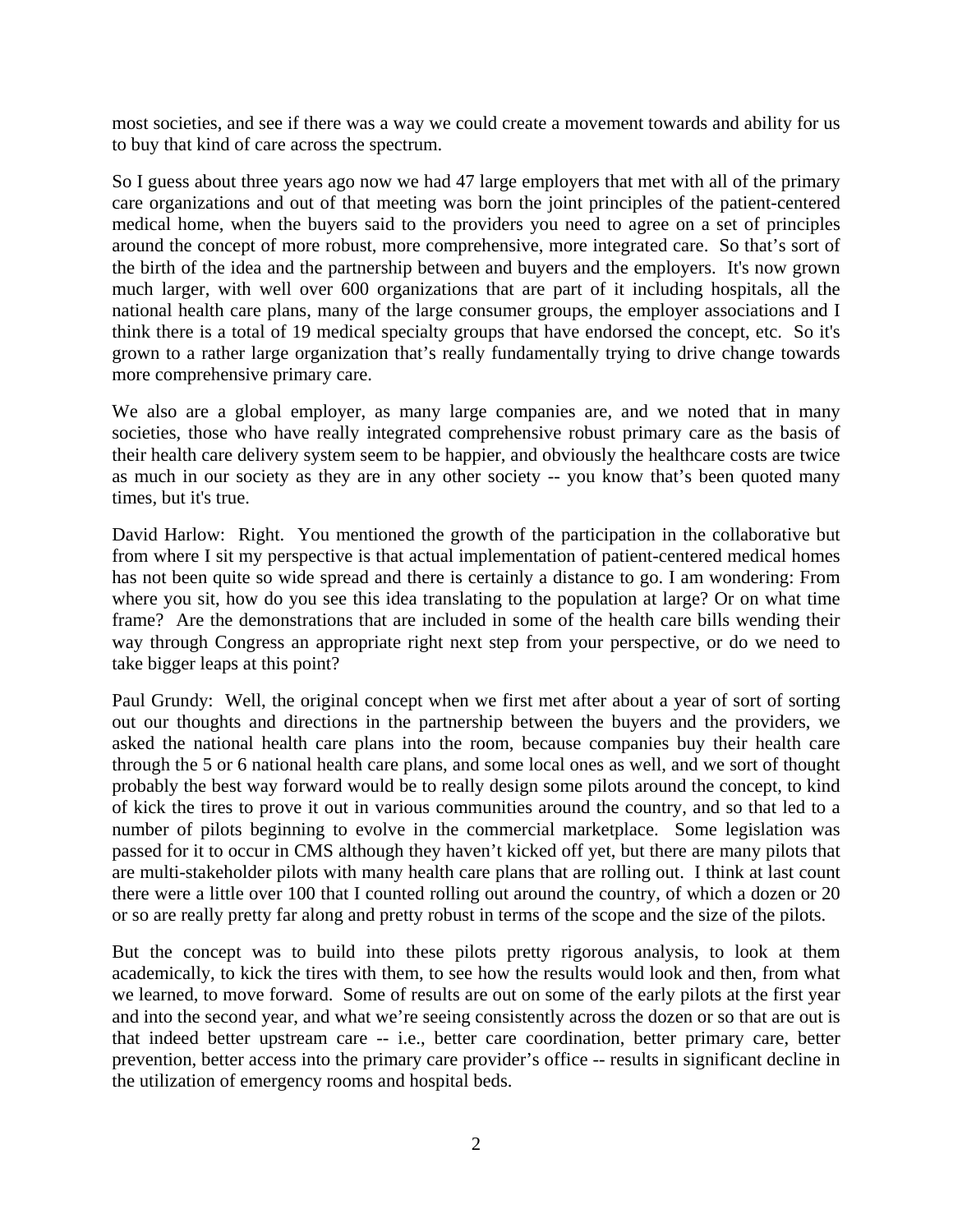most societies, and see if there was a way we could create a movement towards and ability for us to buy that kind of care across the spectrum.

So I guess about three years ago now we had 47 large employers that met with all of the primary care organizations and out of that meeting was born the joint principles of the patient-centered medical home, when the buyers said to the providers you need to agree on a set of principles around the concept of more robust, more comprehensive, more integrated care. So that's sort of the birth of the idea and the partnership between and buyers and the employers. It's now grown much larger, with well over 600 organizations that are part of it including hospitals, all the national health care plans, many of the large consumer groups, the employer associations and I think there is a total of 19 medical specialty groups that have endorsed the concept, etc. So it's grown to a rather large organization that's really fundamentally trying to drive change towards more comprehensive primary care.

We also are a global employer, as many large companies are, and we noted that in many societies, those who have really integrated comprehensive robust primary care as the basis of their health care delivery system seem to be happier, and obviously the healthcare costs are twice as much in our society as they are in any other society -- you know that's been quoted many times, but it's true.

David Harlow: Right. You mentioned the growth of the participation in the collaborative but from where I sit my perspective is that actual implementation of patient-centered medical homes has not been quite so wide spread and there is certainly a distance to go. I am wondering: From where you sit, how do you see this idea translating to the population at large? Or on what time frame? Are the demonstrations that are included in some of the health care bills wending their way through Congress an appropriate right next step from your perspective, or do we need to take bigger leaps at this point?

Paul Grundy: Well, the original concept when we first met after about a year of sort of sorting out our thoughts and directions in the partnership between the buyers and the providers, we asked the national health care plans into the room, because companies buy their health care through the 5 or 6 national health care plans, and some local ones as well, and we sort of thought probably the best way forward would be to really design some pilots around the concept, to kind of kick the tires to prove it out in various communities around the country, and so that led to a number of pilots beginning to evolve in the commercial marketplace. Some legislation was passed for it to occur in CMS although they haven't kicked off yet, but there are many pilots that are multi-stakeholder pilots with many health care plans that are rolling out. I think at last count there were a little over 100 that I counted rolling out around the country, of which a dozen or 20 or so are really pretty far along and pretty robust in terms of the scope and the size of the pilots.

But the concept was to build into these pilots pretty rigorous analysis, to look at them academically, to kick the tires with them, to see how the results would look and then, from what we learned, to move forward. Some of results are out on some of the early pilots at the first year and into the second year, and what we're seeing consistently across the dozen or so that are out is that indeed better upstream care -- i.e., better care coordination, better primary care, better prevention, better access into the primary care provider's office -- results in significant decline in the utilization of emergency rooms and hospital beds.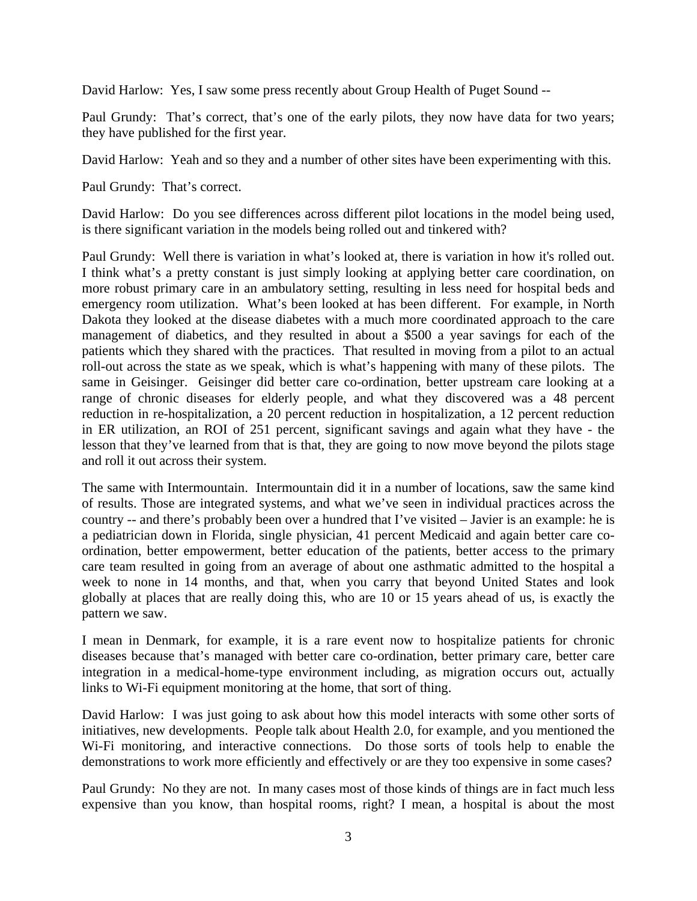David Harlow: Yes, I saw some press recently about Group Health of Puget Sound --

Paul Grundy: That's correct, that's one of the early pilots, they now have data for two years; they have published for the first year.

David Harlow: Yeah and so they and a number of other sites have been experimenting with this.

Paul Grundy: That's correct.

David Harlow: Do you see differences across different pilot locations in the model being used, is there significant variation in the models being rolled out and tinkered with?

Paul Grundy: Well there is variation in what's looked at, there is variation in how it's rolled out. I think what's a pretty constant is just simply looking at applying better care coordination, on more robust primary care in an ambulatory setting, resulting in less need for hospital beds and emergency room utilization. What's been looked at has been different. For example, in North Dakota they looked at the disease diabetes with a much more coordinated approach to the care management of diabetics, and they resulted in about a $500 a year savings for each of the patients which they shared with the practices. That resulted in moving from a pilot to an actual roll-out across the state as we speak, which is what's happening with many of these pilots. The same in Geisinger. Geisinger did better care co-ordination, better upstream care looking at a range of chronic diseases for elderly people, and what they discovered was a 48 percent reduction in re-hospitalization, a 20 percent reduction in hospitalization, a 12 percent reduction in ER utilization, an ROI of 251 percent, significant savings and again what they have - the lesson that they've learned from that is that, they are going to now move beyond the pilots stage and roll it out across their system.

The same with Intermountain. Intermountain did it in a number of locations, saw the same kind of results. Those are integrated systems, and what we've seen in individual practices across the country -- and there's probably been over a hundred that I've visited – Javier is an example: he is a pediatrician down in Florida, single physician, 41 percent Medicaid and again better care co-ordination, better empowerment, better education of the patients, better access to the primary care team resulted in going from an average of about one asthmatic admitted to the hospital a week to none in 14 months, and that, when you carry that beyond United States and look globally at places that are really doing this, who are 10 or 15 years ahead of us, is exactly the pattern we saw.

I mean in Denmark, for example, it is a rare event now to hospitalize patients for chronic diseases because that's managed with better care co-ordination, better primary care, better care integration in a medical-home-type environment including, as migration occurs out, actually links to Wi-Fi equipment monitoring at the home, that sort of thing.

David Harlow: I was just going to ask about how this model interacts with some other sorts of initiatives, new developments. People talk about Health 2.0, for example, and you mentioned the Wi-Fi monitoring, and interactive connections. Do those sorts of tools help to enable the demonstrations to work more efficiently and effectively or are they too expensive in some cases?

Paul Grundy: No they are not. In many cases most of those kinds of things are in fact much less expensive than you know, than hospital rooms, right? I mean, a hospital is about the most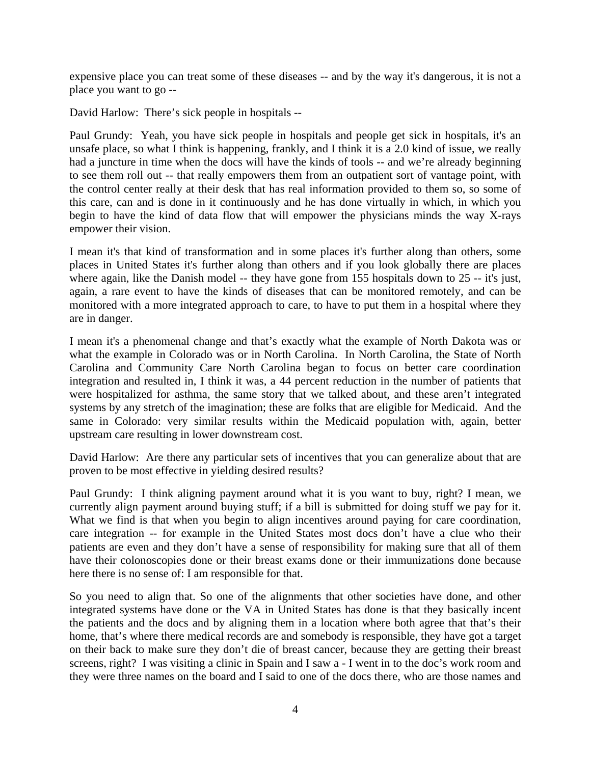expensive place you can treat some of these diseases -- and by the way it's dangerous, it is not a place you want to go --

David Harlow: There's sick people in hospitals --

Paul Grundy: Yeah, you have sick people in hospitals and people get sick in hospitals, it's an unsafe place, so what I think is happening, frankly, and I think it is a 2.0 kind of issue, we really had a juncture in time when the docs will have the kinds of tools -- and we're already beginning to see them roll out -- that really empowers them from an outpatient sort of vantage point, with the control center really at their desk that has real information provided to them so, so some of this care, can and is done in it continuously and he has done virtually in which, in which you begin to have the kind of data flow that will empower the physicians minds the way X-rays empower their vision.

I mean it's that kind of transformation and in some places it's further along than others, some places in United States it's further along than others and if you look globally there are places where again, like the Danish model -- they have gone from 155 hospitals down to 25 -- it's just, again, a rare event to have the kinds of diseases that can be monitored remotely, and can be monitored with a more integrated approach to care, to have to put them in a hospital where they are in danger.

I mean it's a phenomenal change and that's exactly what the example of North Dakota was or what the example in Colorado was or in North Carolina. In North Carolina, the State of North Carolina and Community Care North Carolina began to focus on better care coordination integration and resulted in, I think it was, a 44 percent reduction in the number of patients that were hospitalized for asthma, the same story that we talked about, and these aren't integrated systems by any stretch of the imagination; these are folks that are eligible for Medicaid. And the same in Colorado: very similar results within the Medicaid population with, again, better upstream care resulting in lower downstream cost.

David Harlow: Are there any particular sets of incentives that you can generalize about that are proven to be most effective in yielding desired results?

Paul Grundy: I think aligning payment around what it is you want to buy, right? I mean, we currently align payment around buying stuff; if a bill is submitted for doing stuff we pay for it. What we find is that when you begin to align incentives around paying for care coordination, care integration -- for example in the United States most docs don't have a clue who their patients are even and they don't have a sense of responsibility for making sure that all of them have their colonoscopies done or their breast exams done or their immunizations done because here there is no sense of: I am responsible for that.

So you need to align that. So one of the alignments that other societies have done, and other integrated systems have done or the VA in United States has done is that they basically incent the patients and the docs and by aligning them in a location where both agree that that's their home, that's where there medical records are and somebody is responsible, they have got a target on their back to make sure they don't die of breast cancer, because they are getting their breast screens, right? I was visiting a clinic in Spain and I saw a - I went in to the doc's work room and they were three names on the board and I said to one of the docs there, who are those names and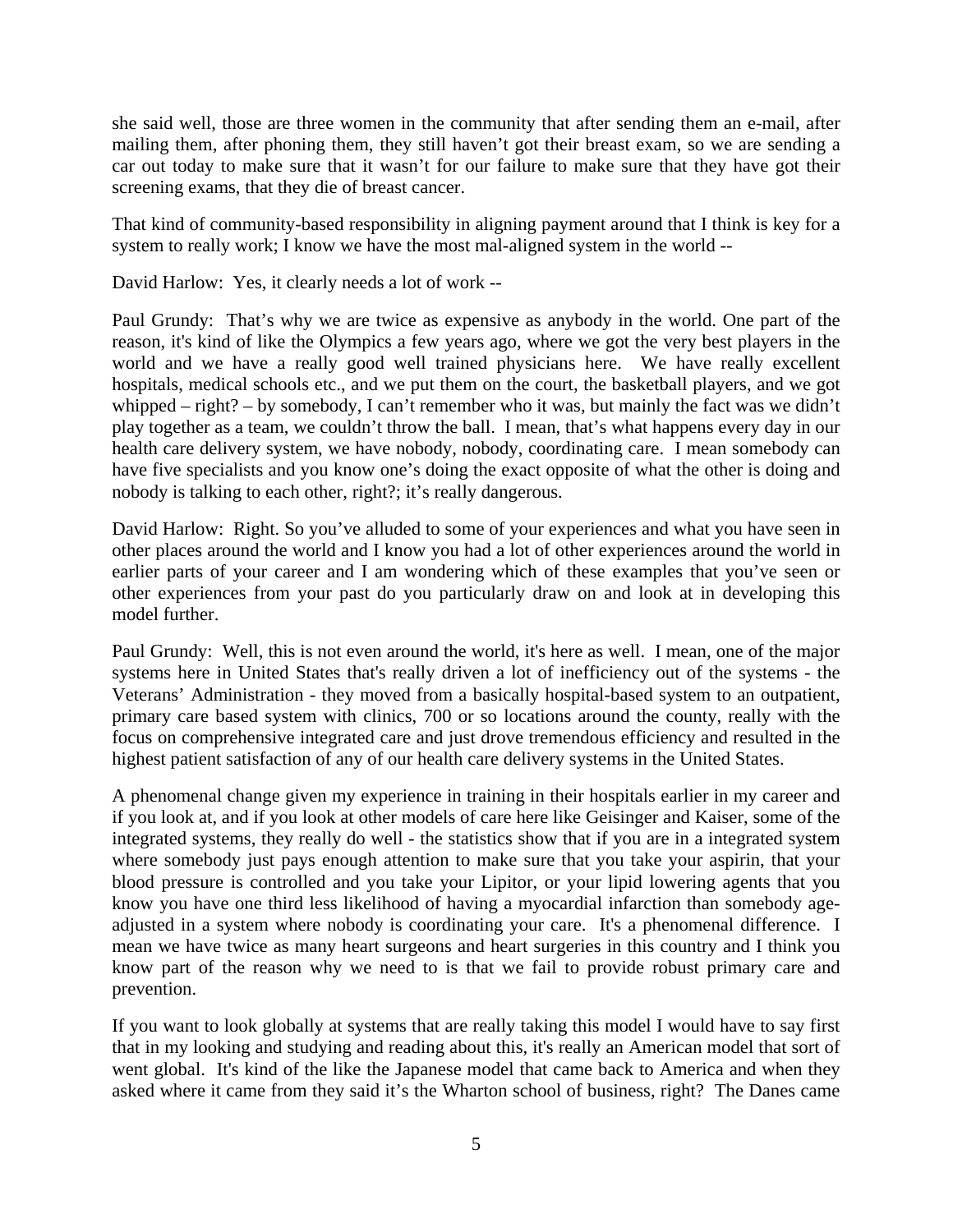she said well, those are three women in the community that after sending them an e-mail, after mailing them, after phoning them, they still haven't got their breast exam, so we are sending a car out today to make sure that it wasn't for our failure to make sure that they have got their screening exams, that they die of breast cancer.

That kind of community-based responsibility in aligning payment around that I think is key for a system to really work; I know we have the most mal-aligned system in the world --

David Harlow: Yes, it clearly needs a lot of work --

Paul Grundy: That's why we are twice as expensive as anybody in the world. One part of the reason, it's kind of like the Olympics a few years ago, where we got the very best players in the world and we have a really good well trained physicians here. We have really excellent hospitals, medical schools etc., and we put them on the court, the basketball players, and we got whipped – right? – by somebody, I can't remember who it was, but mainly the fact was we didn't play together as a team, we couldn't throw the ball. I mean, that's what happens every day in our health care delivery system, we have nobody, nobody, coordinating care. I mean somebody can have five specialists and you know one's doing the exact opposite of what the other is doing and nobody is talking to each other, right?; it's really dangerous.

David Harlow: Right. So you've alluded to some of your experiences and what you have seen in other places around the world and I know you had a lot of other experiences around the world in earlier parts of your career and I am wondering which of these examples that you've seen or other experiences from your past do you particularly draw on and look at in developing this model further.

Paul Grundy: Well, this is not even around the world, it's here as well. I mean, one of the major systems here in United States that's really driven a lot of inefficiency out of the systems - the Veterans' Administration - they moved from a basically hospital-based system to an outpatient, primary care based system with clinics, 700 or so locations around the county, really with the focus on comprehensive integrated care and just drove tremendous efficiency and resulted in the highest patient satisfaction of any of our health care delivery systems in the United States.

A phenomenal change given my experience in training in their hospitals earlier in my career and if you look at, and if you look at other models of care here like Geisinger and Kaiser, some of the integrated systems, they really do well - the statistics show that if you are in a integrated system where somebody just pays enough attention to make sure that you take your aspirin, that your blood pressure is controlled and you take your Lipitor, or your lipid lowering agents that you know you have one third less likelihood of having a myocardial infarction than somebody age-adjusted in a system where nobody is coordinating your care. It's a phenomenal difference. I mean we have twice as many heart surgeons and heart surgeries in this country and I think you know part of the reason why we need to is that we fail to provide robust primary care and prevention.

If you want to look globally at systems that are really taking this model I would have to say first that in my looking and studying and reading about this, it's really an American model that sort of went global. It's kind of the like the Japanese model that came back to America and when they asked where it came from they said it's the Wharton school of business, right? The Danes came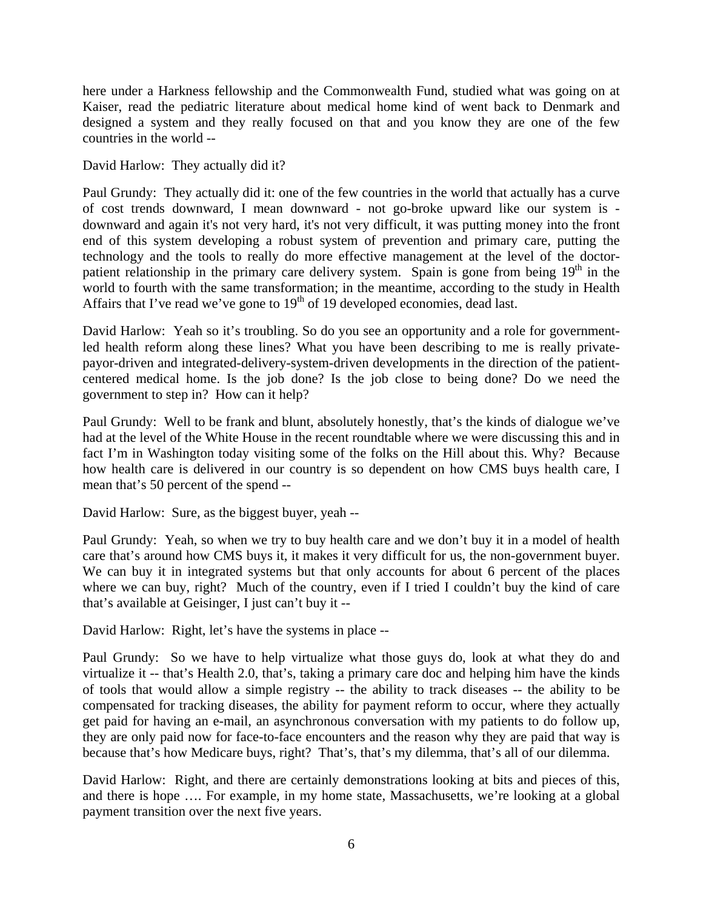here under a Harkness fellowship and the Commonwealth Fund, studied what was going on at Kaiser, read the pediatric literature about medical home kind of went back to Denmark and designed a system and they really focused on that and you know they are one of the few countries in the world --

David Harlow: They actually did it?

Paul Grundy: They actually did it: one of the few countries in the world that actually has a curve of cost trends downward, I mean downward - not go-broke upward like our system is - downward and again it's not very hard, it's not very difficult, it was putting money into the front end of this system developing a robust system of prevention and primary care, putting the technology and the tools to really do more effective management at the level of the doctor-patient relationship in the primary care delivery system. Spain is gone from being 19th in the world to fourth with the same transformation; in the meantime, according to the study in Health Affairs that I've read we've gone to 19th of 19 developed economies, dead last.

David Harlow: Yeah so it's troubling. So do you see an opportunity and a role for government-led health reform along these lines? What you have been describing to me is really private-payor-driven and integrated-delivery-system-driven developments in the direction of the patient-centered medical home. Is the job done? Is the job close to being done? Do we need the government to step in? How can it help?

Paul Grundy: Well to be frank and blunt, absolutely honestly, that's the kinds of dialogue we've had at the level of the White House in the recent roundtable where we were discussing this and in fact I'm in Washington today visiting some of the folks on the Hill about this. Why? Because how health care is delivered in our country is so dependent on how CMS buys health care, I mean that's 50 percent of the spend --

David Harlow: Sure, as the biggest buyer, yeah --

Paul Grundy: Yeah, so when we try to buy health care and we don't buy it in a model of health care that's around how CMS buys it, it makes it very difficult for us, the non-government buyer. We can buy it in integrated systems but that only accounts for about 6 percent of the places where we can buy, right? Much of the country, even if I tried I couldn't buy the kind of care that's available at Geisinger, I just can't buy it --

David Harlow: Right, let's have the systems in place --

Paul Grundy: So we have to help virtualize what those guys do, look at what they do and virtualize it -- that's Health 2.0, that's, taking a primary care doc and helping him have the kinds of tools that would allow a simple registry -- the ability to track diseases -- the ability to be compensated for tracking diseases, the ability for payment reform to occur, where they actually get paid for having an e-mail, an asynchronous conversation with my patients to do follow up, they are only paid now for face-to-face encounters and the reason why they are paid that way is because that's how Medicare buys, right? That's, that's my dilemma, that's all of our dilemma.

David Harlow: Right, and there are certainly demonstrations looking at bits and pieces of this, and there is hope …. For example, in my home state, Massachusetts, we're looking at a global payment transition over the next five years.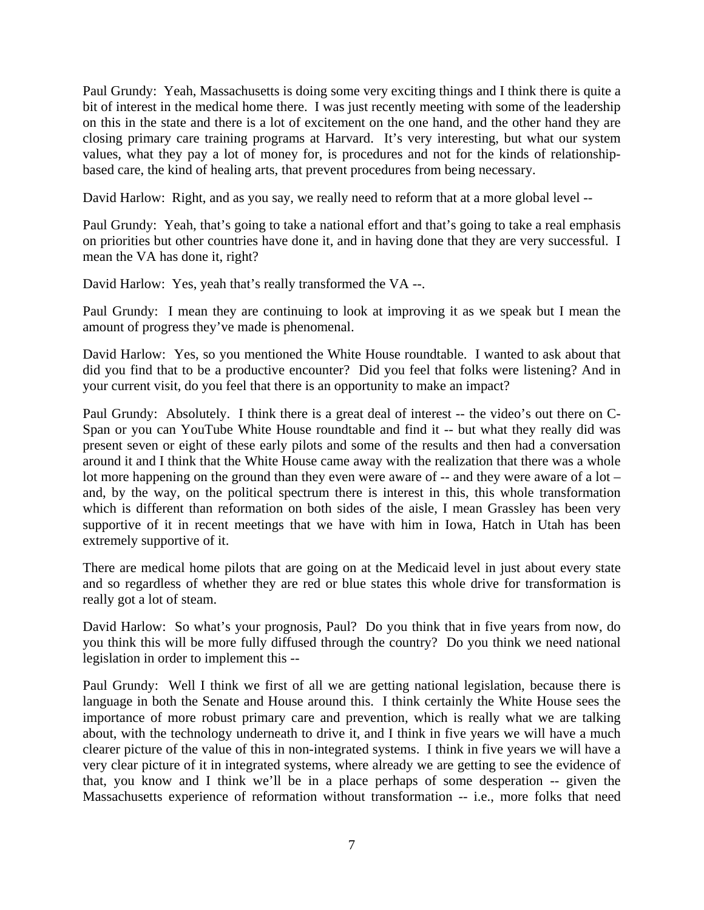Paul Grundy: Yeah, Massachusetts is doing some very exciting things and I think there is quite a bit of interest in the medical home there. I was just recently meeting with some of the leadership on this in the state and there is a lot of excitement on the one hand, and the other hand they are closing primary care training programs at Harvard. It's very interesting, but what our system values, what they pay a lot of money for, is procedures and not for the kinds of relationship-based care, the kind of healing arts, that prevent procedures from being necessary.

David Harlow: Right, and as you say, we really need to reform that at a more global level --

Paul Grundy: Yeah, that's going to take a national effort and that's going to take a real emphasis on priorities but other countries have done it, and in having done that they are very successful. I mean the VA has done it, right?

David Harlow: Yes, yeah that's really transformed the VA --.

Paul Grundy: I mean they are continuing to look at improving it as we speak but I mean the amount of progress they've made is phenomenal.

David Harlow: Yes, so you mentioned the White House roundtable. I wanted to ask about that did you find that to be a productive encounter? Did you feel that folks were listening? And in your current visit, do you feel that there is an opportunity to make an impact?

Paul Grundy: Absolutely. I think there is a great deal of interest -- the video's out there on C-Span or you can YouTube White House roundtable and find it -- but what they really did was present seven or eight of these early pilots and some of the results and then had a conversation around it and I think that the White House came away with the realization that there was a whole lot more happening on the ground than they even were aware of -- and they were aware of a lot – and, by the way, on the political spectrum there is interest in this, this whole transformation which is different than reformation on both sides of the aisle, I mean Grassley has been very supportive of it in recent meetings that we have with him in Iowa, Hatch in Utah has been extremely supportive of it.

There are medical home pilots that are going on at the Medicaid level in just about every state and so regardless of whether they are red or blue states this whole drive for transformation is really got a lot of steam.

David Harlow: So what's your prognosis, Paul? Do you think that in five years from now, do you think this will be more fully diffused through the country? Do you think we need national legislation in order to implement this --

Paul Grundy: Well I think we first of all we are getting national legislation, because there is language in both the Senate and House around this. I think certainly the White House sees the importance of more robust primary care and prevention, which is really what we are talking about, with the technology underneath to drive it, and I think in five years we will have a much clearer picture of the value of this in non-integrated systems. I think in five years we will have a very clear picture of it in integrated systems, where already we are getting to see the evidence of that, you know and I think we'll be in a place perhaps of some desperation -- given the Massachusetts experience of reformation without transformation -- i.e., more folks that need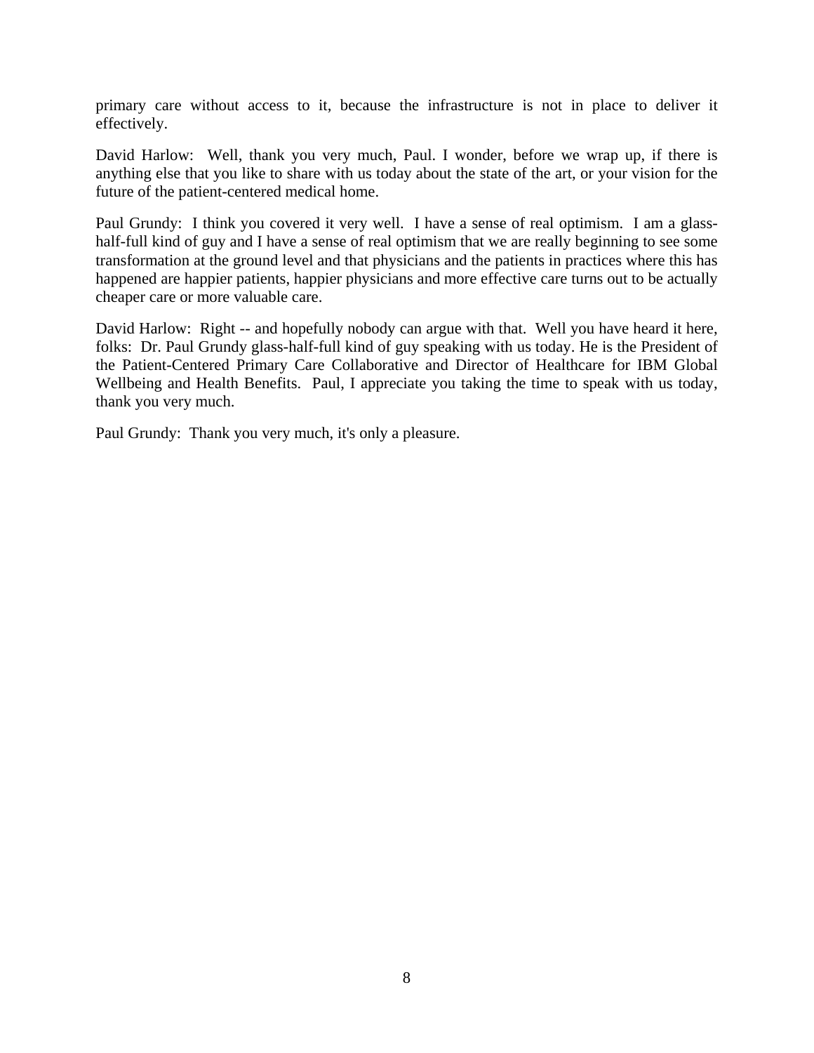primary care without access to it, because the infrastructure is not in place to deliver it effectively.

David Harlow: Well, thank you very much, Paul. I wonder, before we wrap up, if there is anything else that you like to share with us today about the state of the art, or your vision for the future of the patient-centered medical home.

Paul Grundy: I think you covered it very well. I have a sense of real optimism. I am a glass-half-full kind of guy and I have a sense of real optimism that we are really beginning to see some transformation at the ground level and that physicians and the patients in practices where this has happened are happier patients, happier physicians and more effective care turns out to be actually cheaper care or more valuable care.

David Harlow: Right -- and hopefully nobody can argue with that. Well you have heard it here, folks: Dr. Paul Grundy glass-half-full kind of guy speaking with us today. He is the President of the Patient-Centered Primary Care Collaborative and Director of Healthcare for IBM Global Wellbeing and Health Benefits. Paul, I appreciate you taking the time to speak with us today, thank you very much.

Paul Grundy: Thank you very much, it's only a pleasure.